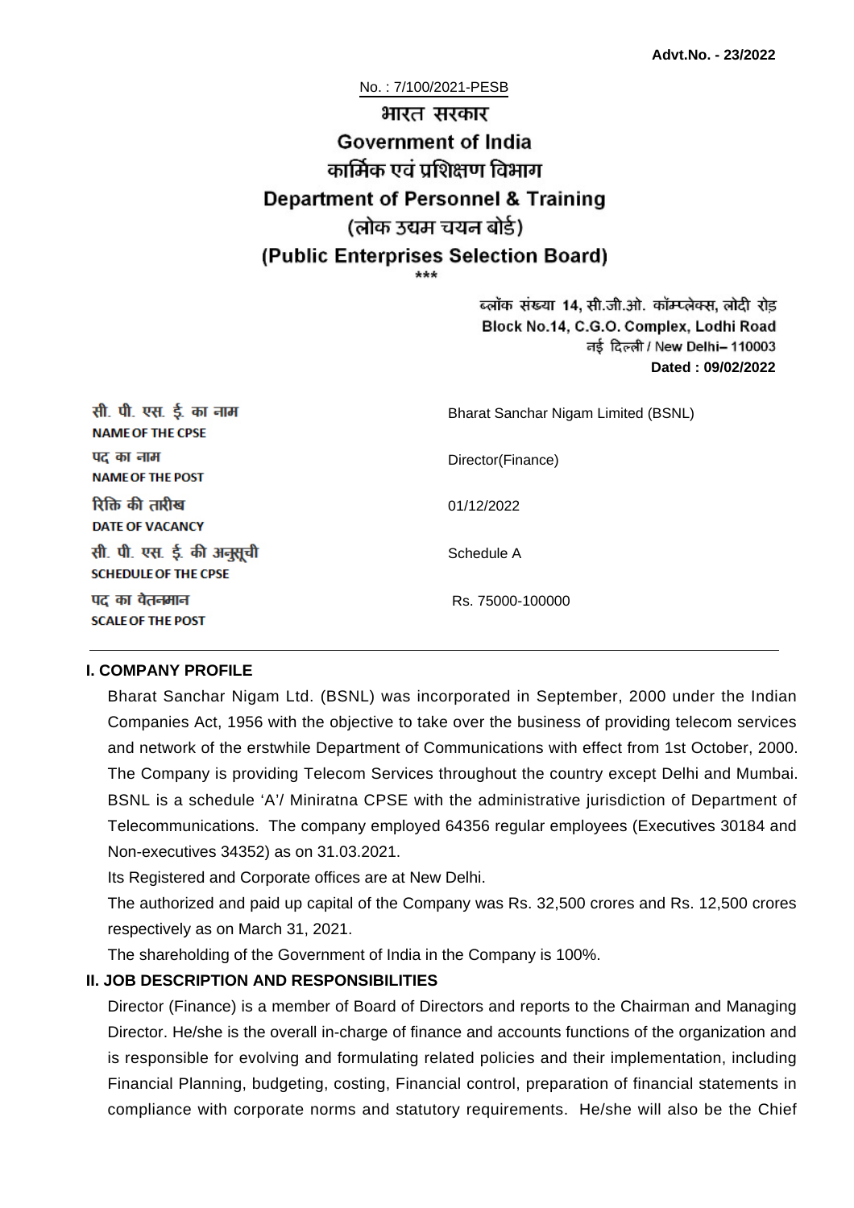**Advt.No. - 23/2022**

No. : 7/100/2021-PESB

# भारत सरकार
# Government of India
## कार्मिक एवं प्रशिक्षण विभाग
## Department of Personnel & Training
## (लोक उद्यम चयन बोर्ड)
## (Public Enterprises Selection Board)

\*\*\*

ब्लॉक संख्या 14, सी.जी.ओ. कॉम्प्लेक्स, लोदी रोड
Block No.14, C.G.O. Complex, Lodhi Road
नई दिल्ली / New Delhi– 110003
**Dated : 09/02/2022**

| | |
|---|---|
| सी. पी. एस. ई. का नाम<br>**NAME OF THE CPSE** | Bharat Sanchar Nigam Limited (BSNL) |
| पद का नाम<br>**NAME OF THE POST** | Director(Finance) |
| रिक्ति की तारीख<br>**DATE OF VACANCY** | 01/12/2022 |
| सी. पी. एस. ई. की अनुसूची<br>**SCHEDULE OF THE CPSE** | Schedule A |
| पद का वेतनमान<br>**SCALE OF THE POST** | Rs. 75000-100000 |

### I. COMPANY PROFILE

Bharat Sanchar Nigam Ltd. (BSNL) was incorporated in September, 2000 under the Indian Companies Act, 1956 with the objective to take over the business of providing telecom services and network of the erstwhile Department of Communications with effect from 1st October, 2000. The Company is providing Telecom Services throughout the country except Delhi and Mumbai. BSNL is a schedule 'A'/ Miniratna CPSE with the administrative jurisdiction of Department of Telecommunications. The company employed 64356 regular employees (Executives 30184 and Non-executives 34352) as on 31.03.2021.

Its Registered and Corporate offices are at New Delhi.

The authorized and paid up capital of the Company was Rs. 32,500 crores and Rs. 12,500 crores respectively as on March 31, 2021.

The shareholding of the Government of India in the Company is 100%.

### II. JOB DESCRIPTION AND RESPONSIBILITIES

Director (Finance) is a member of Board of Directors and reports to the Chairman and Managing Director. He/she is the overall in-charge of finance and accounts functions of the organization and is responsible for evolving and formulating related policies and their implementation, including Financial Planning, budgeting, costing, Financial control, preparation of financial statements in compliance with corporate norms and statutory requirements. He/she will also be the Chief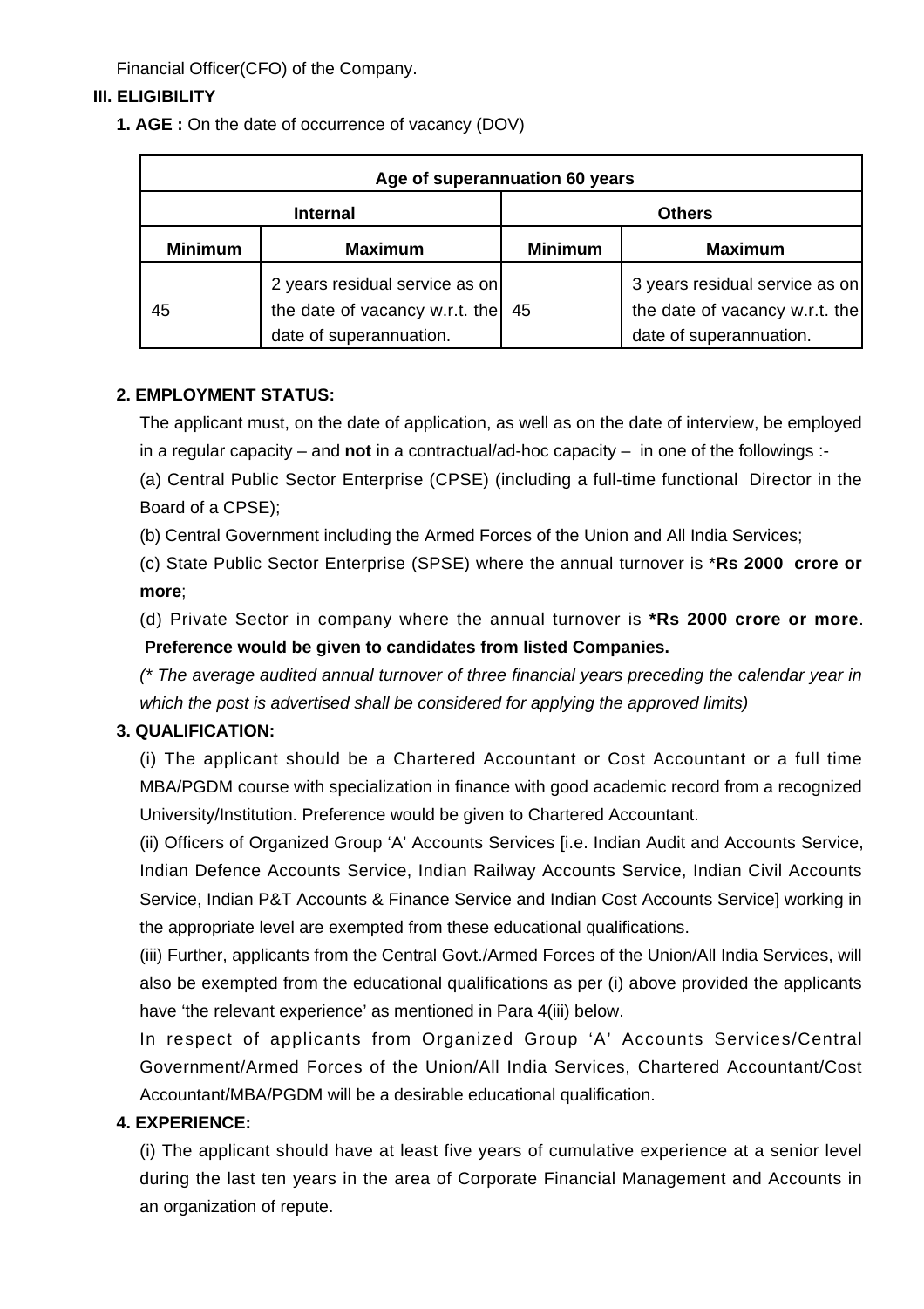Financial Officer(CFO) of the Company.

### III. ELIGIBILITY

**1. AGE :** On the date of occurrence of vacancy (DOV)

| Age of superannuation 60 years | | | |
|---|---|---|---|
| **Internal** | | **Others** | |
| **Minimum** | **Maximum** | **Minimum** | **Maximum** |
| 45 | 2 years residual service as on the date of vacancy w.r.t. the date of superannuation. | 45 | 3 years residual service as on the date of vacancy w.r.t. the date of superannuation. |

**2. EMPLOYMENT STATUS:**

The applicant must, on the date of application, as well as on the date of interview, be employed in a regular capacity – and **not** in a contractual/ad-hoc capacity – in one of the followings :-

(a) Central Public Sector Enterprise (CPSE) (including a full-time functional Director in the Board of a CPSE);

(b) Central Government including the Armed Forces of the Union and All India Services;

(c) State Public Sector Enterprise (SPSE) where the annual turnover is ***Rs 2000 crore or more**;

(d) Private Sector in company where the annual turnover is ***Rs 2000 crore or more**. **Preference would be given to candidates from listed Companies.**

*(* The average audited annual turnover of three financial years preceding the calendar year in which the post is advertised shall be considered for applying the approved limits)*

**3. QUALIFICATION:**

(i) The applicant should be a Chartered Accountant or Cost Accountant or a full time MBA/PGDM course with specialization in finance with good academic record from a recognized University/Institution. Preference would be given to Chartered Accountant.

(ii) Officers of Organized Group 'A' Accounts Services [i.e. Indian Audit and Accounts Service, Indian Defence Accounts Service, Indian Railway Accounts Service, Indian Civil Accounts Service, Indian P&T Accounts & Finance Service and Indian Cost Accounts Service] working in the appropriate level are exempted from these educational qualifications.

(iii) Further, applicants from the Central Govt./Armed Forces of the Union/All India Services, will also be exempted from the educational qualifications as per (i) above provided the applicants have 'the relevant experience' as mentioned in Para 4(iii) below.

In respect of applicants from Organized Group 'A' Accounts Services/Central Government/Armed Forces of the Union/All India Services, Chartered Accountant/Cost Accountant/MBA/PGDM will be a desirable educational qualification.

**4. EXPERIENCE:**

(i) The applicant should have at least five years of cumulative experience at a senior level during the last ten years in the area of Corporate Financial Management and Accounts in an organization of repute.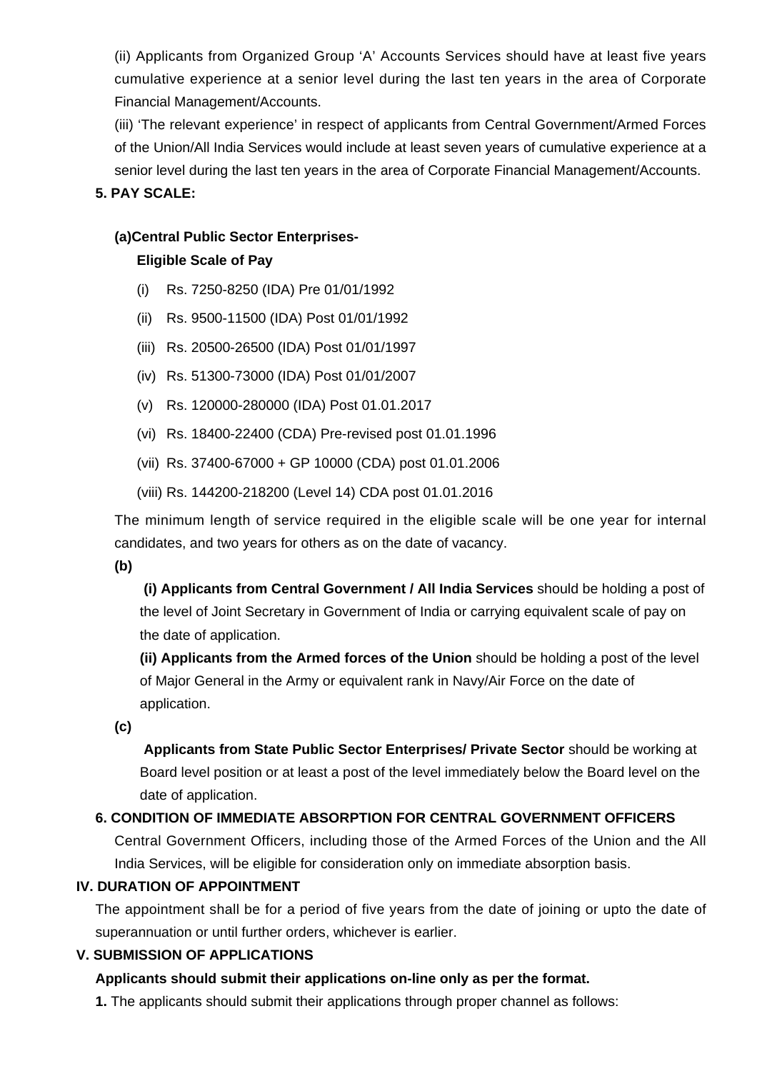(ii) Applicants from Organized Group 'A' Accounts Services should have at least five years cumulative experience at a senior level during the last ten years in the area of Corporate Financial Management/Accounts.

(iii) 'The relevant experience' in respect of applicants from Central Government/Armed Forces of the Union/All India Services would include at least seven years of cumulative experience at a senior level during the last ten years in the area of Corporate Financial Management/Accounts.

**5. PAY SCALE:**

**(a)Central Public Sector Enterprises-**

**Eligible Scale of Pay**

(i) Rs. 7250-8250 (IDA) Pre 01/01/1992

(ii) Rs. 9500-11500 (IDA) Post 01/01/1992

(iii) Rs. 20500-26500 (IDA) Post 01/01/1997

(iv) Rs. 51300-73000 (IDA) Post 01/01/2007

(v) Rs. 120000-280000 (IDA) Post 01.01.2017

(vi) Rs. 18400-22400 (CDA) Pre-revised post 01.01.1996

(vii) Rs. 37400-67000 + GP 10000 (CDA) post 01.01.2006

(viii) Rs. 144200-218200 (Level 14) CDA post 01.01.2016

The minimum length of service required in the eligible scale will be one year for internal candidates, and two years for others as on the date of vacancy.

**(b)**

**(i) Applicants from Central Government / All India Services** should be holding a post of the level of Joint Secretary in Government of India or carrying equivalent scale of pay on the date of application.

**(ii) Applicants from the Armed forces of the Union** should be holding a post of the level of Major General in the Army or equivalent rank in Navy/Air Force on the date of application.

**(c)**

**Applicants from State Public Sector Enterprises/ Private Sector** should be working at Board level position or at least a post of the level immediately below the Board level on the date of application.

**6. CONDITION OF IMMEDIATE ABSORPTION FOR CENTRAL GOVERNMENT OFFICERS**

Central Government Officers, including those of the Armed Forces of the Union and the All India Services, will be eligible for consideration only on immediate absorption basis.

## IV. DURATION OF APPOINTMENT

The appointment shall be for a period of five years from the date of joining or upto the date of superannuation or until further orders, whichever is earlier.

## V. SUBMISSION OF APPLICATIONS

**Applicants should submit their applications on-line only as per the format.**

**1.** The applicants should submit their applications through proper channel as follows: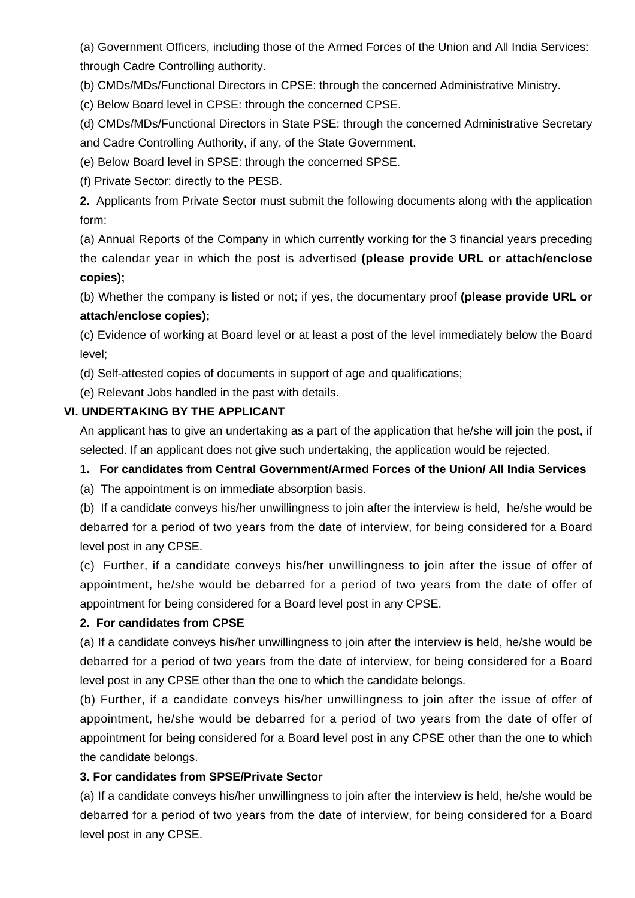(a) Government Officers, including those of the Armed Forces of the Union and All India Services: through Cadre Controlling authority.

(b) CMDs/MDs/Functional Directors in CPSE: through the concerned Administrative Ministry.

(c) Below Board level in CPSE: through the concerned CPSE.

(d) CMDs/MDs/Functional Directors in State PSE: through the concerned Administrative Secretary and Cadre Controlling Authority, if any, of the State Government.

(e) Below Board level in SPSE: through the concerned SPSE.

(f) Private Sector: directly to the PESB.

**2.** Applicants from Private Sector must submit the following documents along with the application form:

(a) Annual Reports of the Company in which currently working for the 3 financial years preceding the calendar year in which the post is advertised **(please provide URL or attach/enclose copies);**

(b) Whether the company is listed or not; if yes, the documentary proof **(please provide URL or attach/enclose copies);**

(c) Evidence of working at Board level or at least a post of the level immediately below the Board level;

(d) Self-attested copies of documents in support of age and qualifications;

(e) Relevant Jobs handled in the past with details.

### VI. UNDERTAKING BY THE APPLICANT

An applicant has to give an undertaking as a part of the application that he/she will join the post, if selected. If an applicant does not give such undertaking, the application would be rejected.

**1. For candidates from Central Government/Armed Forces of the Union/ All India Services**

(a) The appointment is on immediate absorption basis.

(b) If a candidate conveys his/her unwillingness to join after the interview is held, he/she would be debarred for a period of two years from the date of interview, for being considered for a Board level post in any CPSE.

(c) Further, if a candidate conveys his/her unwillingness to join after the issue of offer of appointment, he/she would be debarred for a period of two years from the date of offer of appointment for being considered for a Board level post in any CPSE.

**2. For candidates from CPSE**

(a) If a candidate conveys his/her unwillingness to join after the interview is held, he/she would be debarred for a period of two years from the date of interview, for being considered for a Board level post in any CPSE other than the one to which the candidate belongs.

(b) Further, if a candidate conveys his/her unwillingness to join after the issue of offer of appointment, he/she would be debarred for a period of two years from the date of offer of appointment for being considered for a Board level post in any CPSE other than the one to which the candidate belongs.

**3. For candidates from SPSE/Private Sector**

(a) If a candidate conveys his/her unwillingness to join after the interview is held, he/she would be debarred for a period of two years from the date of interview, for being considered for a Board level post in any CPSE.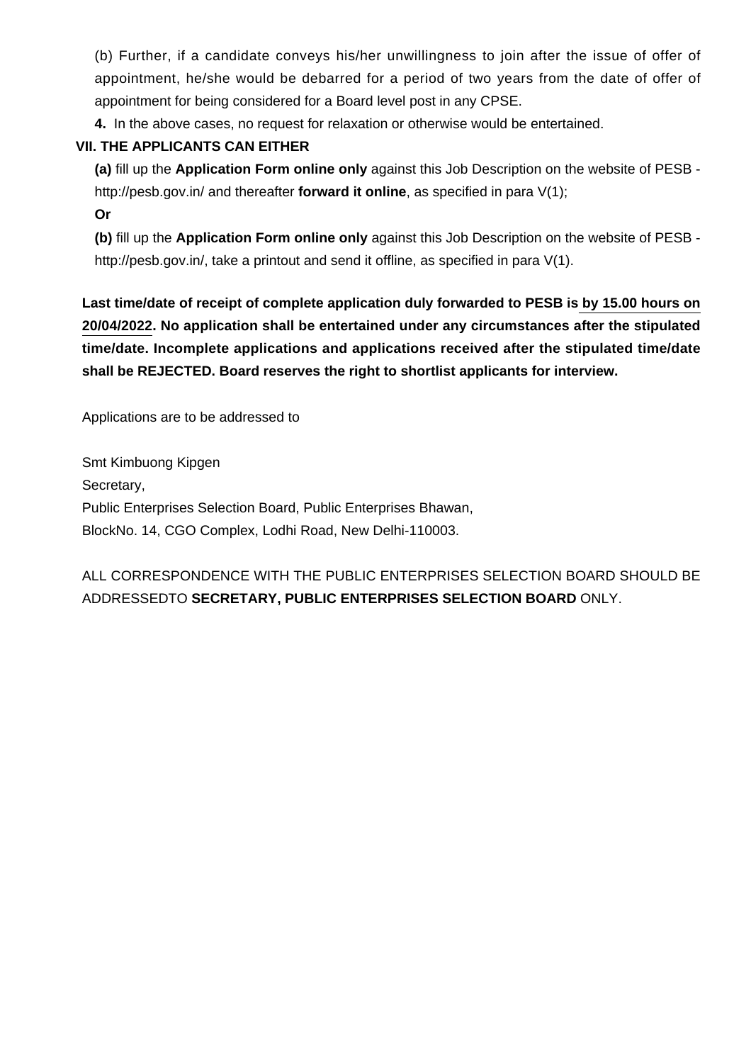(b) Further, if a candidate conveys his/her unwillingness to join after the issue of offer of appointment, he/she would be debarred for a period of two years from the date of offer of appointment for being considered for a Board level post in any CPSE.

**4.** In the above cases, no request for relaxation or otherwise would be entertained.

**VII. THE APPLICANTS CAN EITHER**

**(a)** fill up the **Application Form online only** against this Job Description on the website of PESB - http://pesb.gov.in/ and thereafter **forward it online**, as specified in para V(1);

**Or**

**(b)** fill up the **Application Form online only** against this Job Description on the website of PESB - http://pesb.gov.in/, take a printout and send it offline, as specified in para V(1).

**Last time/date of receipt of complete application duly forwarded to PESB is by 15.00 hours on 20/04/2022. No application shall be entertained under any circumstances after the stipulated time/date. Incomplete applications and applications received after the stipulated time/date shall be REJECTED. Board reserves the right to shortlist applicants for interview.**

Applications are to be addressed to

Smt Kimbuong Kipgen
Secretary,
Public Enterprises Selection Board, Public Enterprises Bhawan,
BlockNo. 14, CGO Complex, Lodhi Road, New Delhi-110003.

ALL CORRESPONDENCE WITH THE PUBLIC ENTERPRISES SELECTION BOARD SHOULD BE ADDRESSEDTO **SECRETARY, PUBLIC ENTERPRISES SELECTION BOARD** ONLY.